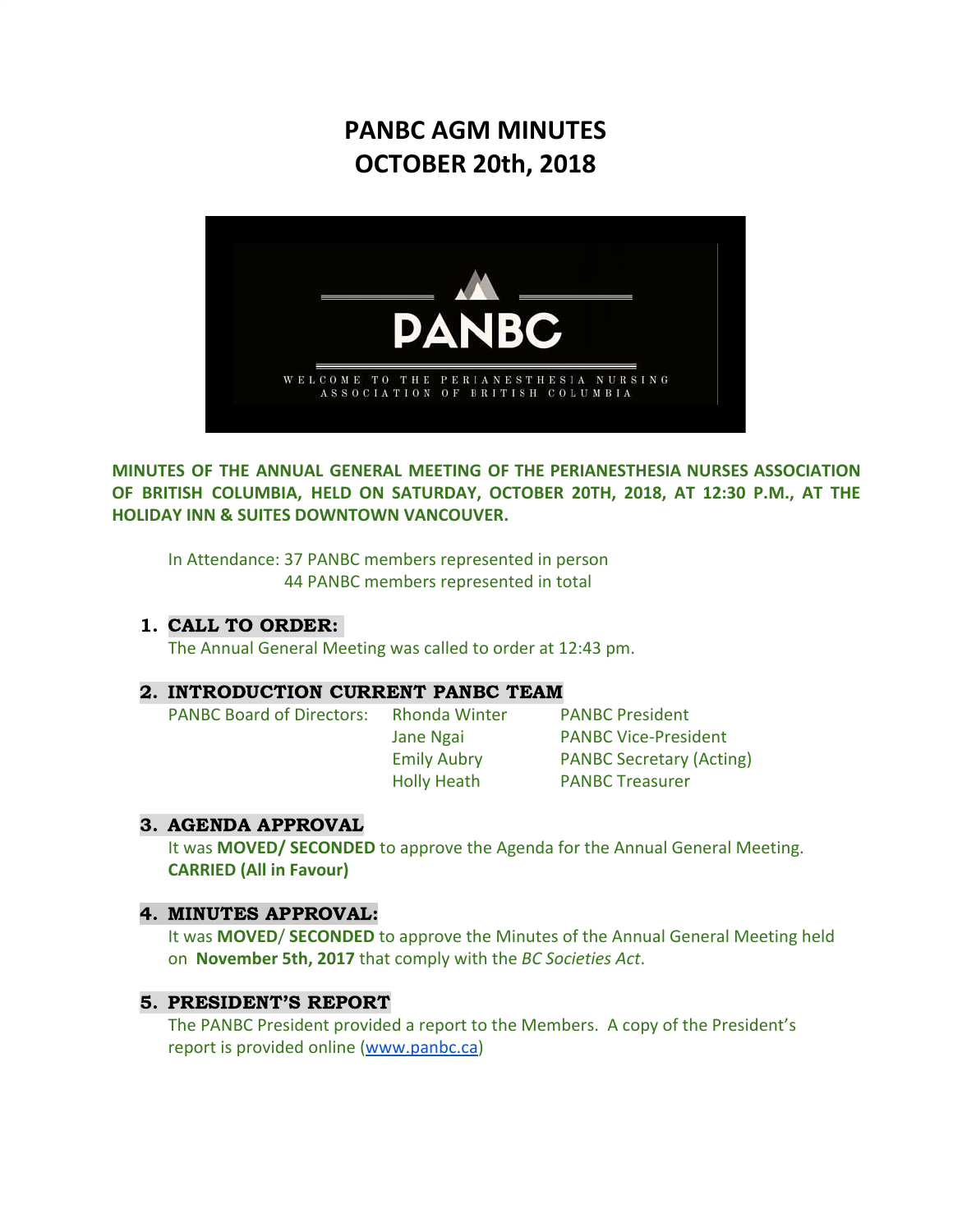# PANBC AGM MINUTES
# OCTOBER 20th, 2018

PANBC

WELCOME TO THE PERIANESTHESIA NURSING ASSOCIATION OF BRITISH COLUMBIA

**MINUTES OF THE ANNUAL GENERAL MEETING OF THE PERIANESTHESIA NURSES ASSOCIATION OF BRITISH COLUMBIA, HELD ON SATURDAY, OCTOBER 20TH, 2018, AT 12:30 P.M., AT THE HOLIDAY INN & SUITES DOWNTOWN VANCOUVER.**

In Attendance: 37 PANBC members represented in person
44 PANBC members represented in total

## 1. CALL TO ORDER:

The Annual General Meeting was called to order at 12:43 pm.

## 2. INTRODUCTION CURRENT PANBC TEAM

| PANBC Board of Directors: | Rhonda Winter | PANBC President |
|---|---|---|
| | Jane Ngai | PANBC Vice-President |
| | Emily Aubry | PANBC Secretary (Acting) |
| | Holly Heath | PANBC Treasurer |

## 3. AGENDA APPROVAL

It was **MOVED/ SECONDED** to approve the Agenda for the Annual General Meeting.
**CARRIED (All in Favour)**

## 4. MINUTES APPROVAL:

It was **MOVED**/ **SECONDED** to approve the Minutes of the Annual General Meeting held on **November 5th, 2017** that comply with the *BC Societies Act*.

## 5. PRESIDENT'S REPORT

The PANBC President provided a report to the Members. A copy of the President's report is provided online (www.panbc.ca)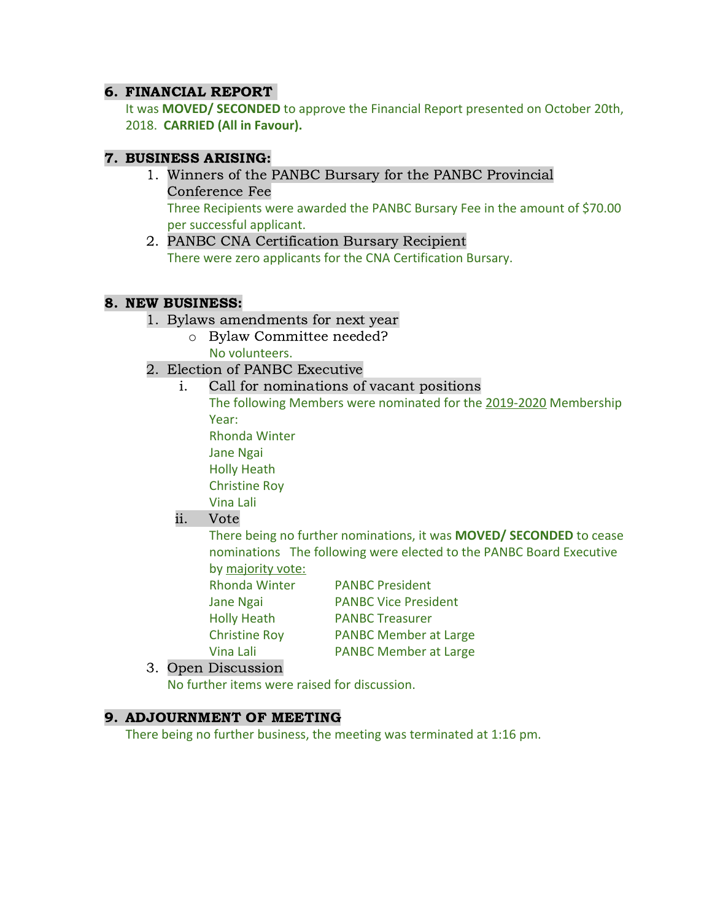## 6. FINANCIAL REPORT

It was **MOVED/ SECONDED** to approve the Financial Report presented on October 20th, 2018. **CARRIED (All in Favour).**

## 7. BUSINESS ARISING:

1. Winners of the PANBC Bursary for the PANBC Provincial Conference Fee

   Three Recipients were awarded the PANBC Bursary Fee in the amount of $70.00 per successful applicant.

2. PANBC CNA Certification Bursary Recipient

   There were zero applicants for the CNA Certification Bursary.

## 8. NEW BUSINESS:

1. Bylaws amendments for next year
   - Bylaw Committee needed?

     No volunteers.
2. Election of PANBC Executive
   1. Call for nominations of vacant positions

      The following Members were nominated for the 2019-2020 Membership Year:

      Rhonda Winter
      Jane Ngai
      Holly Heath
      Christine Roy
      Vina Lali

   2. Vote

      There being no further nominations, it was **MOVED/ SECONDED** to cease nominations The following were elected to the PANBC Board Executive by majority vote:

      | | |
      |---|---|
      | Rhonda Winter | PANBC President |
      | Jane Ngai | PANBC Vice President |
      | Holly Heath | PANBC Treasurer |
      | Christine Roy | PANBC Member at Large |
      | Vina Lali | PANBC Member at Large |

3. Open Discussion

   No further items were raised for discussion.

## 9. ADJOURNMENT OF MEETING

There being no further business, the meeting was terminated at 1:16 pm.